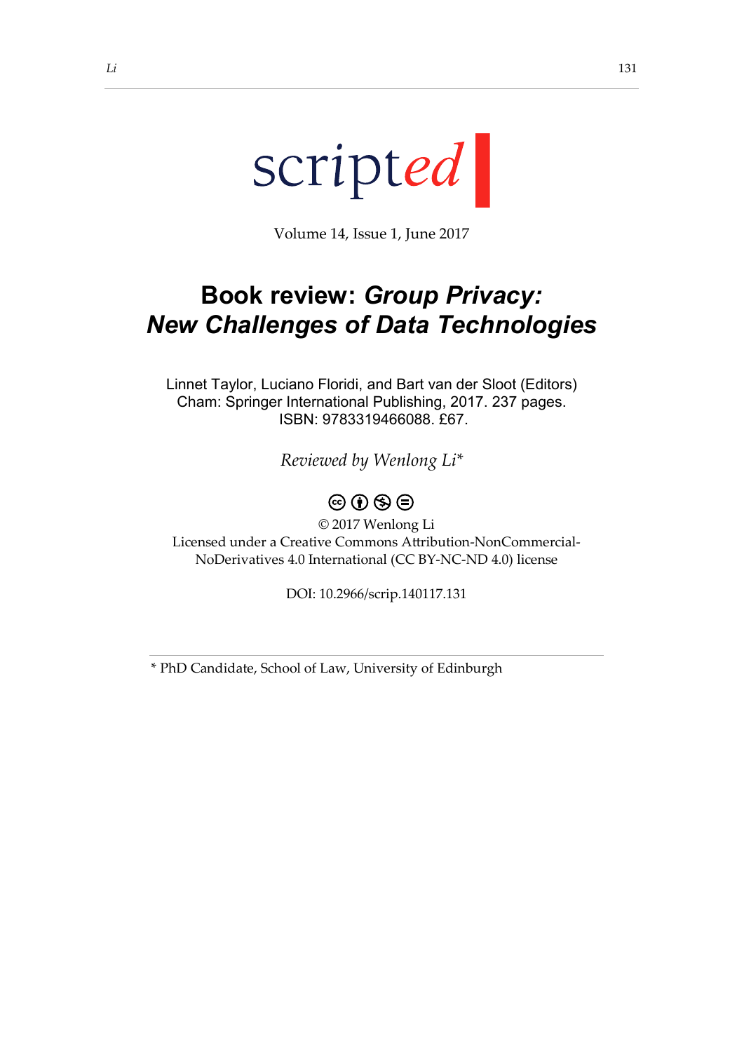scripted

Volume 14, Issue 1, June 2017

# Book review: *Group Privacy: New Challenges of Data Technologies*

Linnet Taylor, Luciano Floridi, and Bart van der Sloot (Editors)
Cham: Springer International Publishing, 2017. 237 pages.
ISBN: 9783319466088. £67.

*Reviewed by Wenlong Li**

© 2017 Wenlong Li
Licensed under a Creative Commons Attribution-NonCommercial-NoDerivatives 4.0 International (CC BY-NC-ND 4.0) license

DOI: 10.2966/scrip.140117.131

* PhD Candidate, School of Law, University of Edinburgh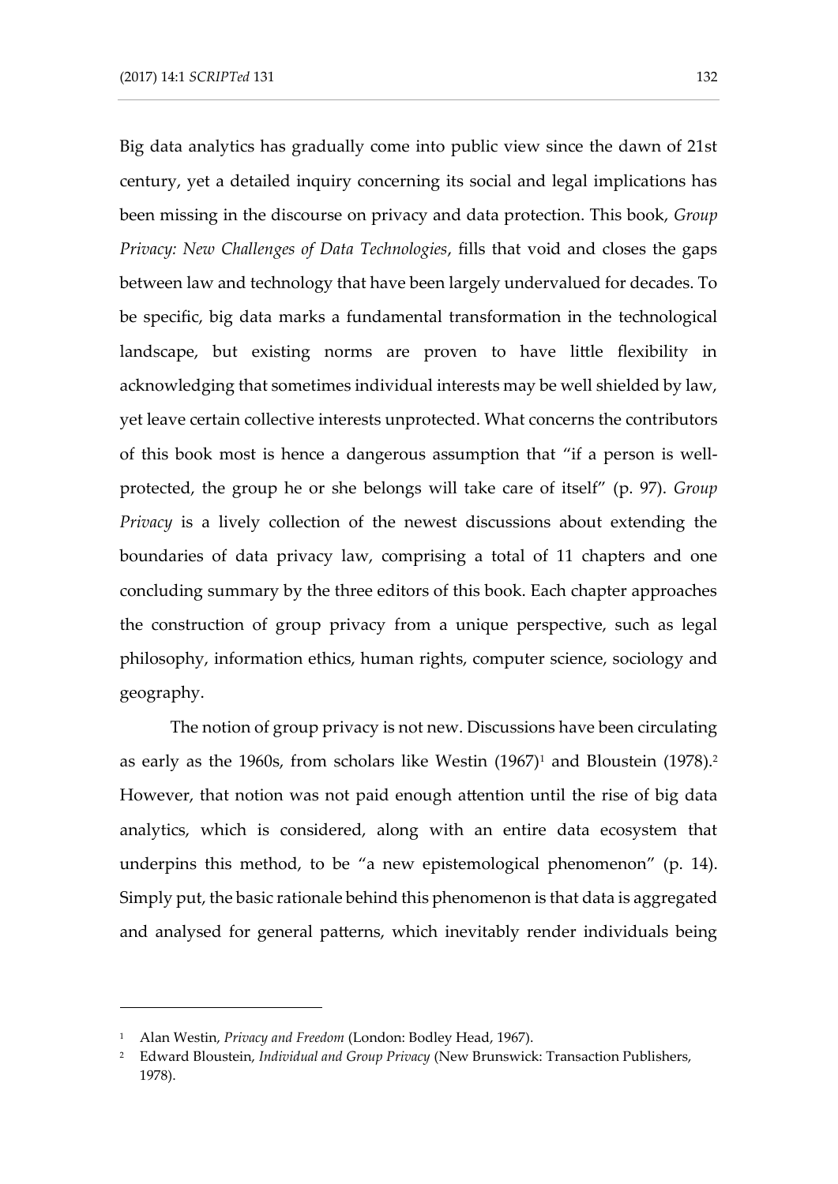Big data analytics has gradually come into public view since the dawn of 21st century, yet a detailed inquiry concerning its social and legal implications has been missing in the discourse on privacy and data protection. This book, *Group Privacy: New Challenges of Data Technologies*, fills that void and closes the gaps between law and technology that have been largely undervalued for decades. To be specific, big data marks a fundamental transformation in the technological landscape, but existing norms are proven to have little flexibility in acknowledging that sometimes individual interests may be well shielded by law, yet leave certain collective interests unprotected. What concerns the contributors of this book most is hence a dangerous assumption that "if a person is well-protected, the group he or she belongs will take care of itself" (p. 97). *Group Privacy* is a lively collection of the newest discussions about extending the boundaries of data privacy law, comprising a total of 11 chapters and one concluding summary by the three editors of this book. Each chapter approaches the construction of group privacy from a unique perspective, such as legal philosophy, information ethics, human rights, computer science, sociology and geography.

The notion of group privacy is not new. Discussions have been circulating as early as the 1960s, from scholars like Westin (1967)[1] and Bloustein (1978).[2] However, that notion was not paid enough attention until the rise of big data analytics, which is considered, along with an entire data ecosystem that underpins this method, to be "a new epistemological phenomenon" (p. 14). Simply put, the basic rationale behind this phenomenon is that data is aggregated and analysed for general patterns, which inevitably render individuals being

---

[1] Alan Westin, *Privacy and Freedom* (London: Bodley Head, 1967).

[2] Edward Bloustein, *Individual and Group Privacy* (New Brunswick: Transaction Publishers, 1978).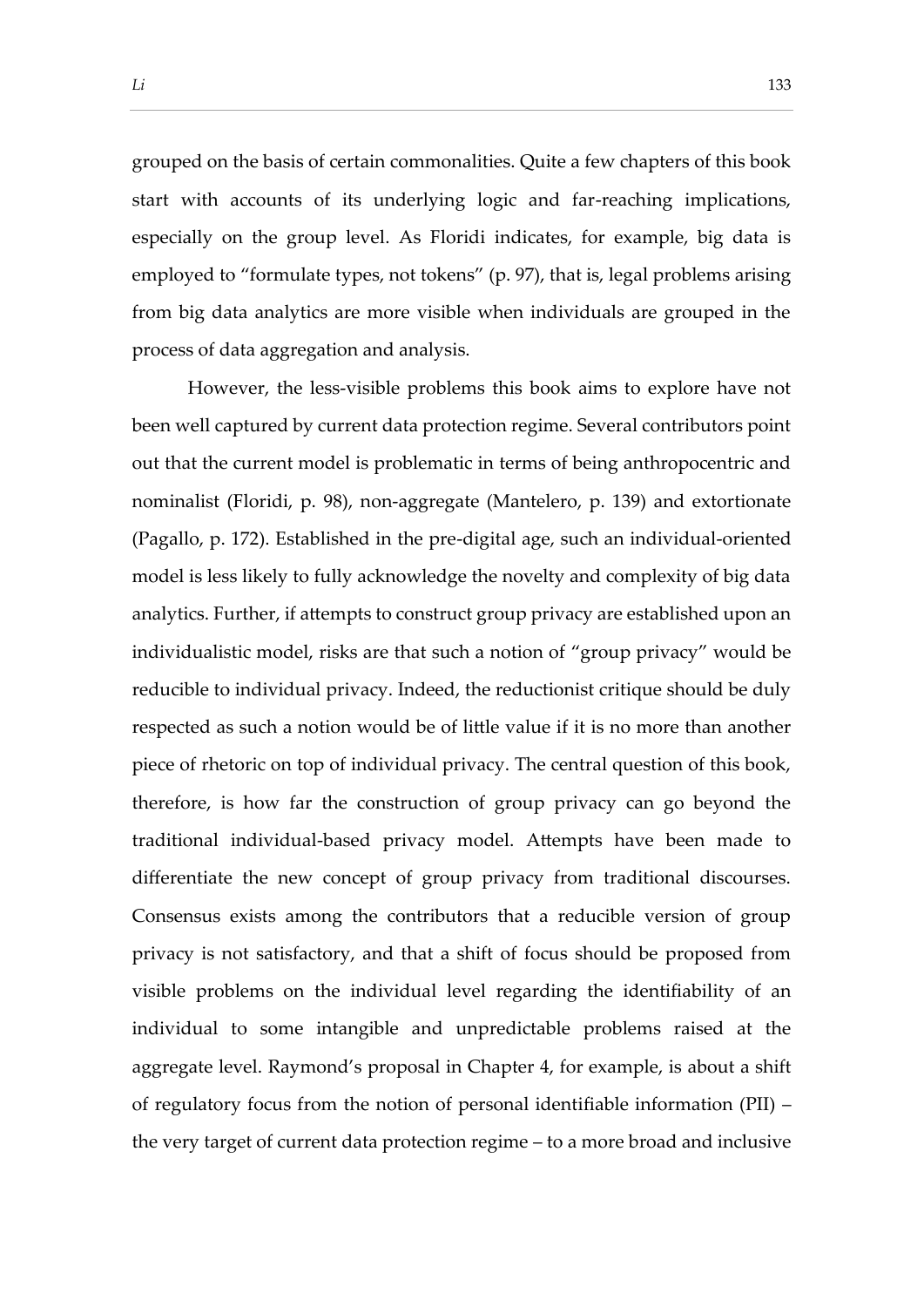grouped on the basis of certain commonalities. Quite a few chapters of this book start with accounts of its underlying logic and far-reaching implications, especially on the group level. As Floridi indicates, for example, big data is employed to "formulate types, not tokens" (p. 97), that is, legal problems arising from big data analytics are more visible when individuals are grouped in the process of data aggregation and analysis.

However, the less-visible problems this book aims to explore have not been well captured by current data protection regime. Several contributors point out that the current model is problematic in terms of being anthropocentric and nominalist (Floridi, p. 98), non-aggregate (Mantelero, p. 139) and extortionate (Pagallo, p. 172). Established in the pre-digital age, such an individual-oriented model is less likely to fully acknowledge the novelty and complexity of big data analytics. Further, if attempts to construct group privacy are established upon an individualistic model, risks are that such a notion of "group privacy" would be reducible to individual privacy. Indeed, the reductionist critique should be duly respected as such a notion would be of little value if it is no more than another piece of rhetoric on top of individual privacy. The central question of this book, therefore, is how far the construction of group privacy can go beyond the traditional individual-based privacy model. Attempts have been made to differentiate the new concept of group privacy from traditional discourses. Consensus exists among the contributors that a reducible version of group privacy is not satisfactory, and that a shift of focus should be proposed from visible problems on the individual level regarding the identifiability of an individual to some intangible and unpredictable problems raised at the aggregate level. Raymond's proposal in Chapter 4, for example, is about a shift of regulatory focus from the notion of personal identifiable information (PII) – the very target of current data protection regime – to a more broad and inclusive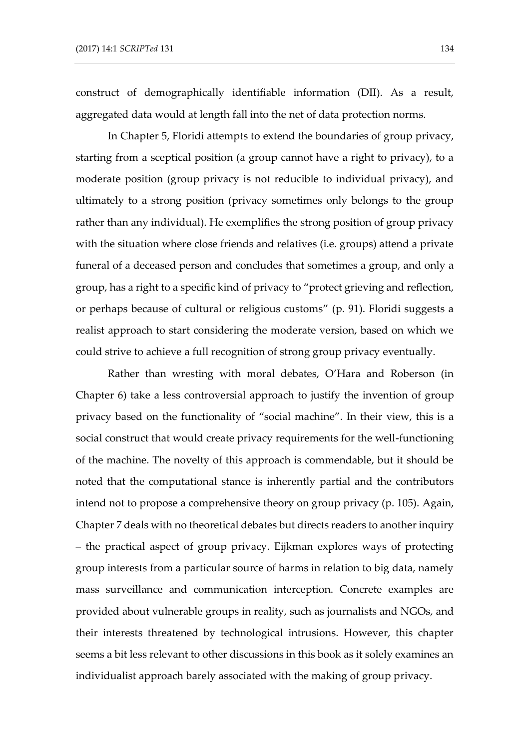construct of demographically identifiable information (DII). As a result, aggregated data would at length fall into the net of data protection norms.

In Chapter 5, Floridi attempts to extend the boundaries of group privacy, starting from a sceptical position (a group cannot have a right to privacy), to a moderate position (group privacy is not reducible to individual privacy), and ultimately to a strong position (privacy sometimes only belongs to the group rather than any individual). He exemplifies the strong position of group privacy with the situation where close friends and relatives (i.e. groups) attend a private funeral of a deceased person and concludes that sometimes a group, and only a group, has a right to a specific kind of privacy to "protect grieving and reflection, or perhaps because of cultural or religious customs" (p. 91). Floridi suggests a realist approach to start considering the moderate version, based on which we could strive to achieve a full recognition of strong group privacy eventually.

Rather than wresting with moral debates, O'Hara and Roberson (in Chapter 6) take a less controversial approach to justify the invention of group privacy based on the functionality of "social machine". In their view, this is a social construct that would create privacy requirements for the well-functioning of the machine. The novelty of this approach is commendable, but it should be noted that the computational stance is inherently partial and the contributors intend not to propose a comprehensive theory on group privacy (p. 105). Again, Chapter 7 deals with no theoretical debates but directs readers to another inquiry – the practical aspect of group privacy. Eijkman explores ways of protecting group interests from a particular source of harms in relation to big data, namely mass surveillance and communication interception. Concrete examples are provided about vulnerable groups in reality, such as journalists and NGOs, and their interests threatened by technological intrusions. However, this chapter seems a bit less relevant to other discussions in this book as it solely examines an individualist approach barely associated with the making of group privacy.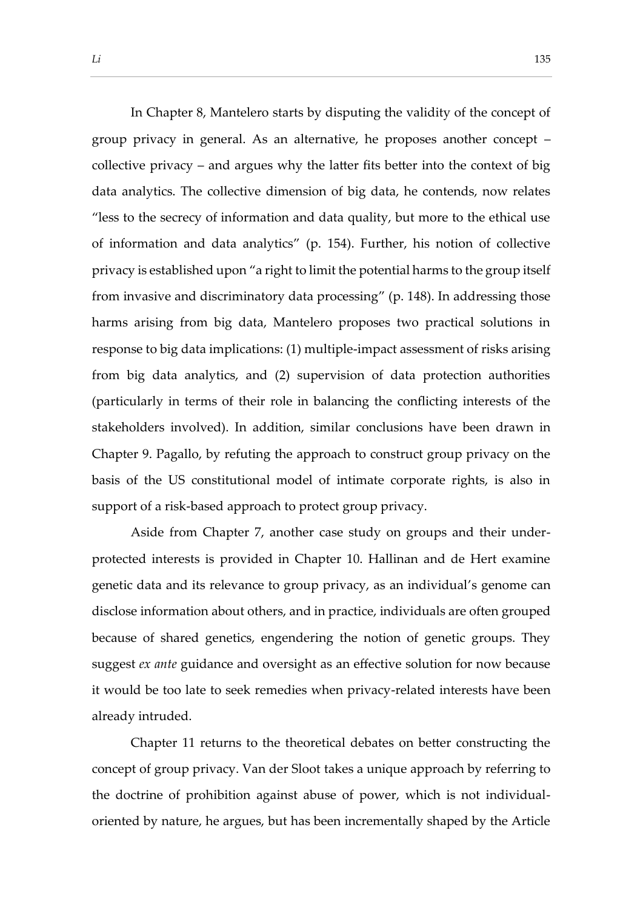In Chapter 8, Mantelero starts by disputing the validity of the concept of group privacy in general. As an alternative, he proposes another concept – collective privacy – and argues why the latter fits better into the context of big data analytics. The collective dimension of big data, he contends, now relates "less to the secrecy of information and data quality, but more to the ethical use of information and data analytics" (p. 154). Further, his notion of collective privacy is established upon "a right to limit the potential harms to the group itself from invasive and discriminatory data processing" (p. 148). In addressing those harms arising from big data, Mantelero proposes two practical solutions in response to big data implications: (1) multiple-impact assessment of risks arising from big data analytics, and (2) supervision of data protection authorities (particularly in terms of their role in balancing the conflicting interests of the stakeholders involved). In addition, similar conclusions have been drawn in Chapter 9. Pagallo, by refuting the approach to construct group privacy on the basis of the US constitutional model of intimate corporate rights, is also in support of a risk-based approach to protect group privacy.

Aside from Chapter 7, another case study on groups and their under-protected interests is provided in Chapter 10. Hallinan and de Hert examine genetic data and its relevance to group privacy, as an individual's genome can disclose information about others, and in practice, individuals are often grouped because of shared genetics, engendering the notion of genetic groups. They suggest *ex ante* guidance and oversight as an effective solution for now because it would be too late to seek remedies when privacy-related interests have been already intruded.

Chapter 11 returns to the theoretical debates on better constructing the concept of group privacy. Van der Sloot takes a unique approach by referring to the doctrine of prohibition against abuse of power, which is not individual-oriented by nature, he argues, but has been incrementally shaped by the Article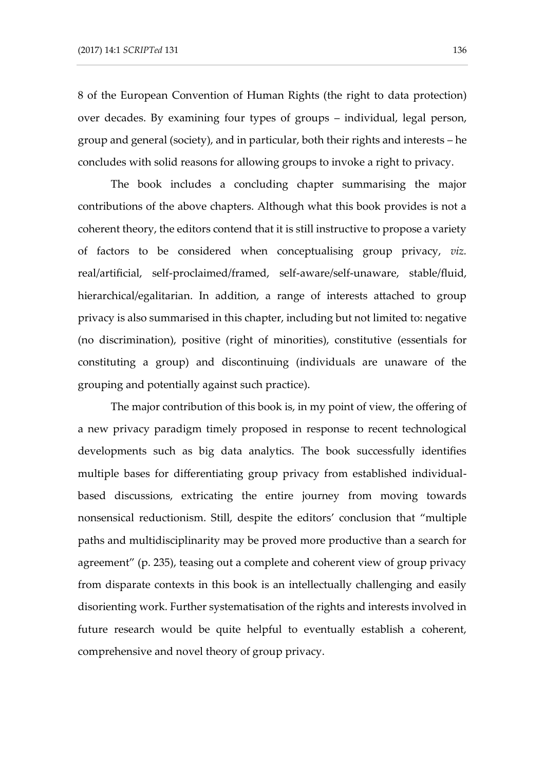8 of the European Convention of Human Rights (the right to data protection) over decades. By examining four types of groups – individual, legal person, group and general (society), and in particular, both their rights and interests – he concludes with solid reasons for allowing groups to invoke a right to privacy.

The book includes a concluding chapter summarising the major contributions of the above chapters. Although what this book provides is not a coherent theory, the editors contend that it is still instructive to propose a variety of factors to be considered when conceptualising group privacy, *viz.* real/artificial, self-proclaimed/framed, self-aware/self-unaware, stable/fluid, hierarchical/egalitarian. In addition, a range of interests attached to group privacy is also summarised in this chapter, including but not limited to: negative (no discrimination), positive (right of minorities), constitutive (essentials for constituting a group) and discontinuing (individuals are unaware of the grouping and potentially against such practice).

The major contribution of this book is, in my point of view, the offering of a new privacy paradigm timely proposed in response to recent technological developments such as big data analytics. The book successfully identifies multiple bases for differentiating group privacy from established individual-based discussions, extricating the entire journey from moving towards nonsensical reductionism. Still, despite the editors' conclusion that "multiple paths and multidisciplinarity may be proved more productive than a search for agreement" (p. 235), teasing out a complete and coherent view of group privacy from disparate contexts in this book is an intellectually challenging and easily disorienting work. Further systematisation of the rights and interests involved in future research would be quite helpful to eventually establish a coherent, comprehensive and novel theory of group privacy.